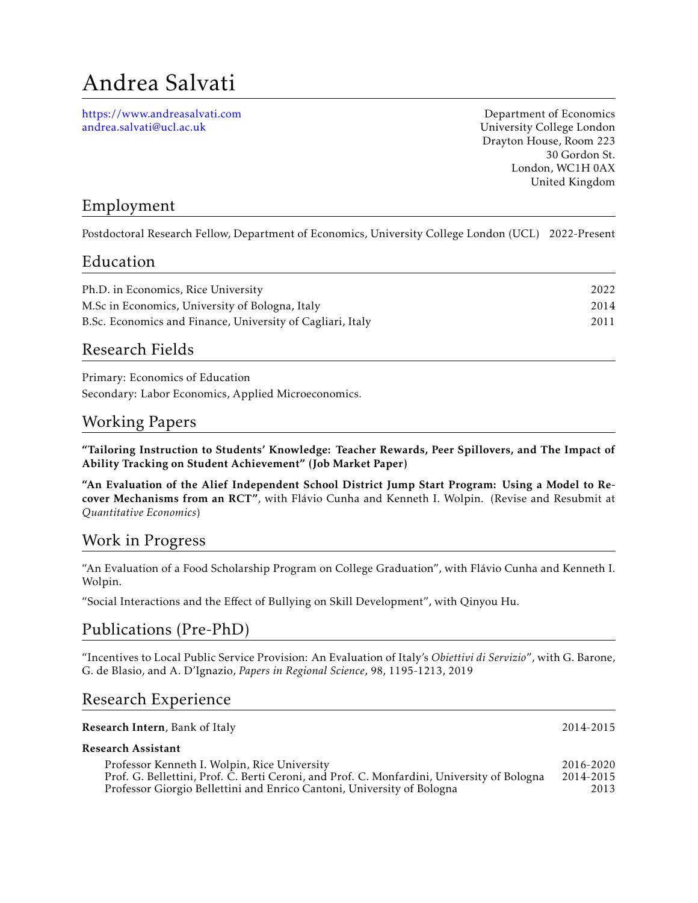# Andrea Salvati

https://www.andreasalvati.com
andrea.salvati@ucl.ac.uk

Department of Economics
University College London
Drayton House, Room 223
30 Gordon St.
London, WC1H 0AX
United Kingdom

## Employment

Postdoctoral Research Fellow, Department of Economics, University College London (UCL) 2022-Present

## Education

Ph.D. in Economics, Rice University 2022
M.Sc in Economics, University of Bologna, Italy 2014
B.Sc. Economics and Finance, University of Cagliari, Italy 2011

## Research Fields

Primary: Economics of Education
Secondary: Labor Economics, Applied Microeconomics.

## Working Papers

**"Tailoring Instruction to Students' Knowledge: Teacher Rewards, Peer Spillovers, and The Impact of Ability Tracking on Student Achievement" (Job Market Paper)**

**"An Evaluation of the Alief Independent School District Jump Start Program: Using a Model to Recover Mechanisms from an RCT"**, with Flávio Cunha and Kenneth I. Wolpin. (Revise and Resubmit at *Quantitative Economics*)

## Work in Progress

"An Evaluation of a Food Scholarship Program on College Graduation", with Flávio Cunha and Kenneth I. Wolpin.

"Social Interactions and the Effect of Bullying on Skill Development", with Qinyou Hu.

## Publications (Pre-PhD)

"Incentives to Local Public Service Provision: An Evaluation of Italy's *Obiettivi di Servizio*", with G. Barone, G. de Blasio, and A. D'Ignazio, *Papers in Regional Science*, 98, 1195-1213, 2019

## Research Experience

**Research Intern**, Bank of Italy 2014-2015

**Research Assistant**

- Professor Kenneth I. Wolpin, Rice University 2016-2020
- Prof. G. Bellettini, Prof. C. Berti Ceroni, and Prof. C. Monfardini, University of Bologna 2014-2015
- Professor Giorgio Bellettini and Enrico Cantoni, University of Bologna 2013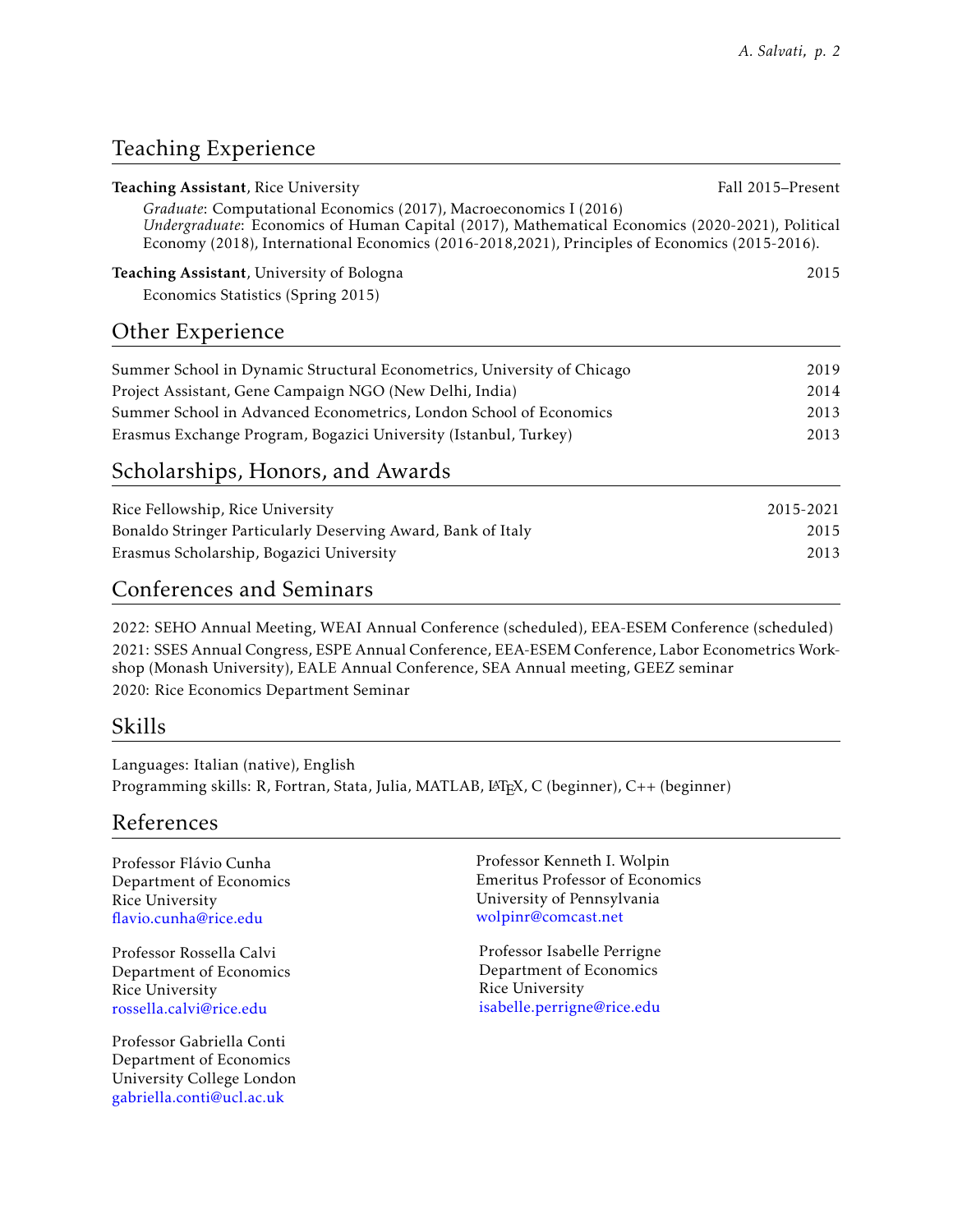## Teaching Experience

**Teaching Assistant**, Rice University — Fall 2015–Present

*Graduate*: Computational Economics (2017), Macroeconomics I (2016)
*Undergraduate*: Economics of Human Capital (2017), Mathematical Economics (2020-2021), Political Economy (2018), International Economics (2016-2018,2021), Principles of Economics (2015-2016).

**Teaching Assistant**, University of Bologna — 2015

Economics Statistics (Spring 2015)

## Other Experience

| | |
|---|---|
| Summer School in Dynamic Structural Econometrics, University of Chicago | 2019 |
| Project Assistant, Gene Campaign NGO (New Delhi, India) | 2014 |
| Summer School in Advanced Econometrics, London School of Economics | 2013 |
| Erasmus Exchange Program, Bogazici University (Istanbul, Turkey) | 2013 |

## Scholarships, Honors, and Awards

| | |
|---|---|
| Rice Fellowship, Rice University | 2015-2021 |
| Bonaldo Stringer Particularly Deserving Award, Bank of Italy | 2015 |
| Erasmus Scholarship, Bogazici University | 2013 |

## Conferences and Seminars

2022: SEHO Annual Meeting, WEAI Annual Conference (scheduled), EEA-ESEM Conference (scheduled)

2021: SSES Annual Congress, ESPE Annual Conference, EEA-ESEM Conference, Labor Econometrics Workshop (Monash University), EALE Annual Conference, SEA Annual meeting, GEEZ seminar

2020: Rice Economics Department Seminar

## Skills

Languages: Italian (native), English
Programming skills: R, Fortran, Stata, Julia, MATLAB, LaTeX, C (beginner), C++ (beginner)

## References

Professor Flávio Cunha
Department of Economics
Rice University
flavio.cunha@rice.edu

Professor Rossella Calvi
Department of Economics
Rice University
rossella.calvi@rice.edu

Professor Gabriella Conti
Department of Economics
University College London
gabriella.conti@ucl.ac.uk

Professor Kenneth I. Wolpin
Emeritus Professor of Economics
University of Pennsylvania
wolpinr@comcast.net

Professor Isabelle Perrigne
Department of Economics
Rice University
isabelle.perrigne@rice.edu